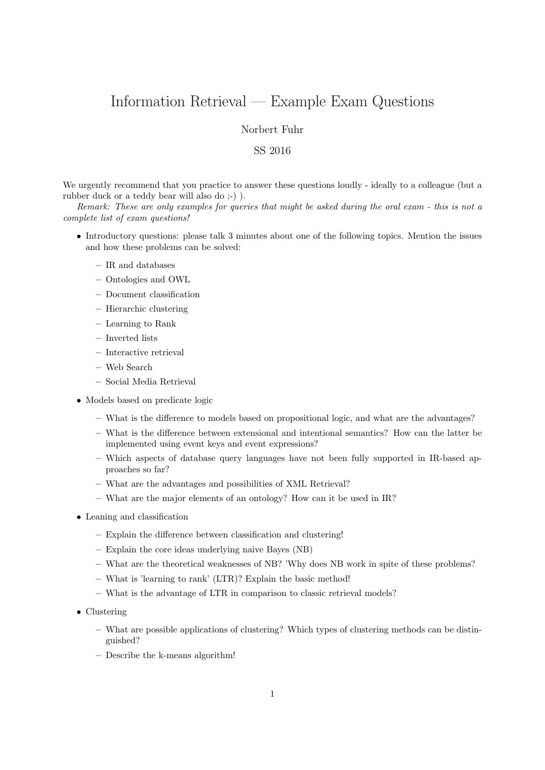# Information Retrieval — Example Exam Questions

Norbert Fuhr

SS 2016

We urgently recommend that you practice to answer these questions loudly - ideally to a colleague (but a rubber duck or a teddy bear will also do ;-) ).

*Remark: These are only examples for queries that might be asked during the oral exam - this is not a complete list of exam questions!*

- Introductory questions: please talk 3 minutes about one of the following topics. Mention the issues and how these problems can be solved:
  - IR and databases
  - Ontologies and OWL
  - Document classification
  - Hierarchic clustering
  - Learning to Rank
  - Inverted lists
  - Interactive retrieval
  - Web Search
  - Social Media Retrieval
- Models based on predicate logic
  - What is the difference to models based on propositional logic, and what are the advantages?
  - What is the difference between extensional and intentional semantics? How can the latter be implemented using event keys and event expressions?
  - Which aspects of database query languages have not been fully supported in IR-based approaches so far?
  - What are the advantages and possibilities of XML Retrieval?
  - What are the major elements of an ontology? How can it be used in IR?
- Leaning and classification
  - Explain the difference between classification and clustering!
  - Explain the core ideas underlying naive Bayes (NB)
  - What are the theoretical weaknesses of NB? 'Why does NB work in spite of these problems?
  - What is 'learning to rank' (LTR)? Explain the basic method!
  - What is the advantage of LTR in comparison to classic retrieval models?
- Clustering
  - What are possible applications of clustering? Which types of clustering methods can be distinguished?
  - Describe the k-means algorithm!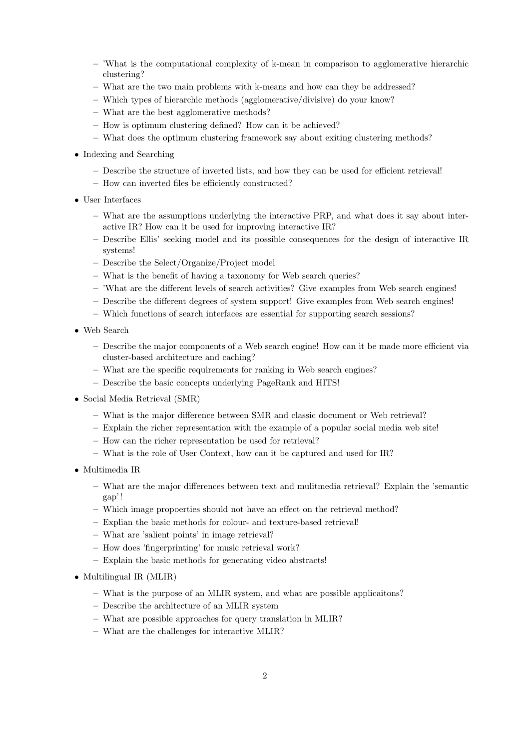- 'What is the computational complexity of k-mean in comparison to agglomerative hierarchic clustering?
  - What are the two main problems with k-means and how can they be addressed?
  - Which types of hierarchic methods (agglomerative/divisive) do your know?
  - What are the best agglomerative methods?
  - How is optimum clustering defined? How can it be achieved?
  - What does the optimum clustering framework say about exiting clustering methods?

- Indexing and Searching
  - Describe the structure of inverted lists, and how they can be used for efficient retrieval!
  - How can inverted files be efficiently constructed?

- User Interfaces
  - What are the assumptions underlying the interactive PRP, and what does it say about interactive IR? How can it be used for improving interactive IR?
  - Describe Ellis' seeking model and its possible consequences for the design of interactive IR systems!
  - Describe the Select/Organize/Project model
  - What is the benefit of having a taxonomy for Web search queries?
  - 'What are the different levels of search activities? Give examples from Web search engines!
  - Describe the different degrees of system support! Give examples from Web search engines!
  - Which functions of search interfaces are essential for supporting search sessions?

- Web Search
  - Describe the major components of a Web search engine! How can it be made more efficient via cluster-based architecture and caching?
  - What are the specific requirements for ranking in Web search engines?
  - Describe the basic concepts underlying PageRank and HITS!

- Social Media Retrieval (SMR)
  - What is the major difference between SMR and classic document or Web retrieval?
  - Explain the richer representation with the example of a popular social media web site!
  - How can the richer representation be used for retrieval?
  - What is the role of User Context, how can it be captured and used for IR?

- Multimedia IR
  - What are the major differences between text and mulitmedia retrieval? Explain the 'semantic gap'!
  - Which image propoerties should not have an effect on the retrieval method?
  - Explian the basic methods for colour- and texture-based retrieval!
  - What are 'salient points' in image retrieval?
  - How does 'fingerprinting' for music retrieval work?
  - Explain the basic methods for generating video abstracts!

- Multilingual IR (MLIR)
  - What is the purpose of an MLIR system, and what are possible applicaitons?
  - Describe the architecture of an MLIR system
  - What are possible approaches for query translation in MLIR?
  - What are the challenges for interactive MLIR?